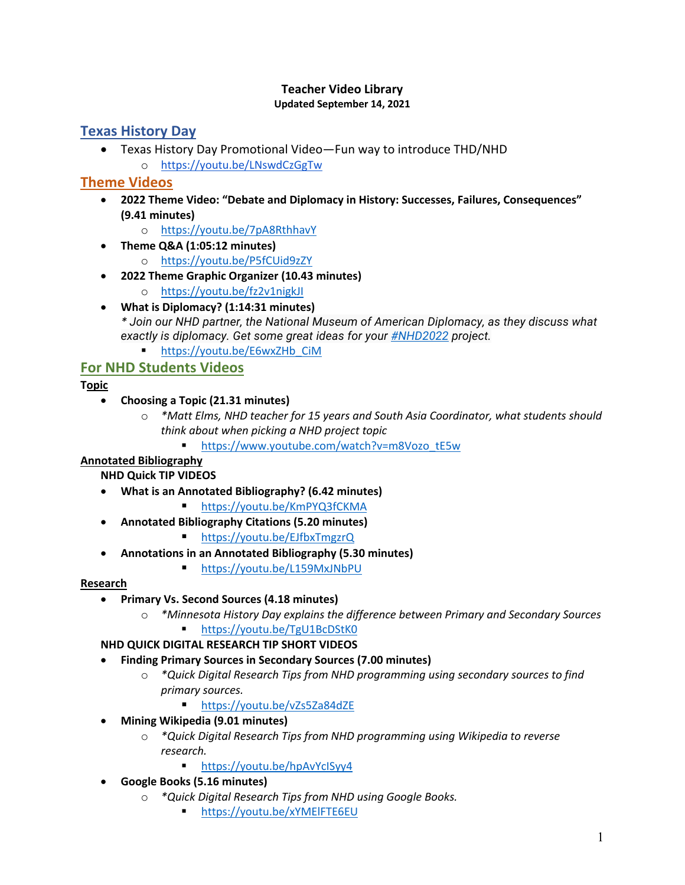# Teacher Video Library

**Updated September 14, 2021**

## Texas History Day

- Texas History Day Promotional Video—Fun way to introduce THD/NHD
  - https://youtu.be/LNswdCzGgTw

## Theme Videos

- **2022 Theme Video: "Debate and Diplomacy in History: Successes, Failures, Consequences" (9.41 minutes)**
  - https://youtu.be/7pA8RthhavY
- **Theme Q&A (1:05:12 minutes)**
  - https://youtu.be/P5fCUid9zZY
- **2022 Theme Graphic Organizer (10.43 minutes)**
  - https://youtu.be/fz2v1nigkJI
- **What is Diplomacy? (1:14:31 minutes)**
  *\* Join our NHD partner, the National Museum of American Diplomacy, as they discuss what exactly is diplomacy. Get some great ideas for your #NHD2022 project.*
  - https://youtu.be/E6wxZHb_CiM

## For NHD Students Videos

**Topic**

- **Choosing a Topic (21.31 minutes)**
  - *\*Matt Elms, NHD teacher for 15 years and South Asia Coordinator, what students should think about when picking a NHD project topic*
    - https://www.youtube.com/watch?v=m8Vozo_tE5w

**Annotated Bibliography**

**NHD Quick TIP VIDEOS**

- **What is an Annotated Bibliography? (6.42 minutes)**
  - https://youtu.be/KmPYQ3fCKMA
- **Annotated Bibliography Citations (5.20 minutes)**
  - https://youtu.be/EJfbxTmgzrQ
- **Annotations in an Annotated Bibliography (5.30 minutes)**
  - https://youtu.be/L159MxJNbPU

**Research**

- **Primary Vs. Second Sources (4.18 minutes)**
  - *\*Minnesota History Day explains the difference between Primary and Secondary Sources*
    - https://youtu.be/TgU1BcDStK0

**NHD QUICK DIGITAL RESEARCH TIP SHORT VIDEOS**

- **Finding Primary Sources in Secondary Sources (7.00 minutes)**
  - *\*Quick Digital Research Tips from NHD programming using secondary sources to find primary sources.*
    - https://youtu.be/vZs5Za84dZE
- **Mining Wikipedia (9.01 minutes)**
  - *\*Quick Digital Research Tips from NHD programming using Wikipedia to reverse research.*
    - https://youtu.be/hpAvYclSyy4
- **Google Books (5.16 minutes)**
  - *\*Quick Digital Research Tips from NHD using Google Books.*
    - https://youtu.be/xYMElFTE6EU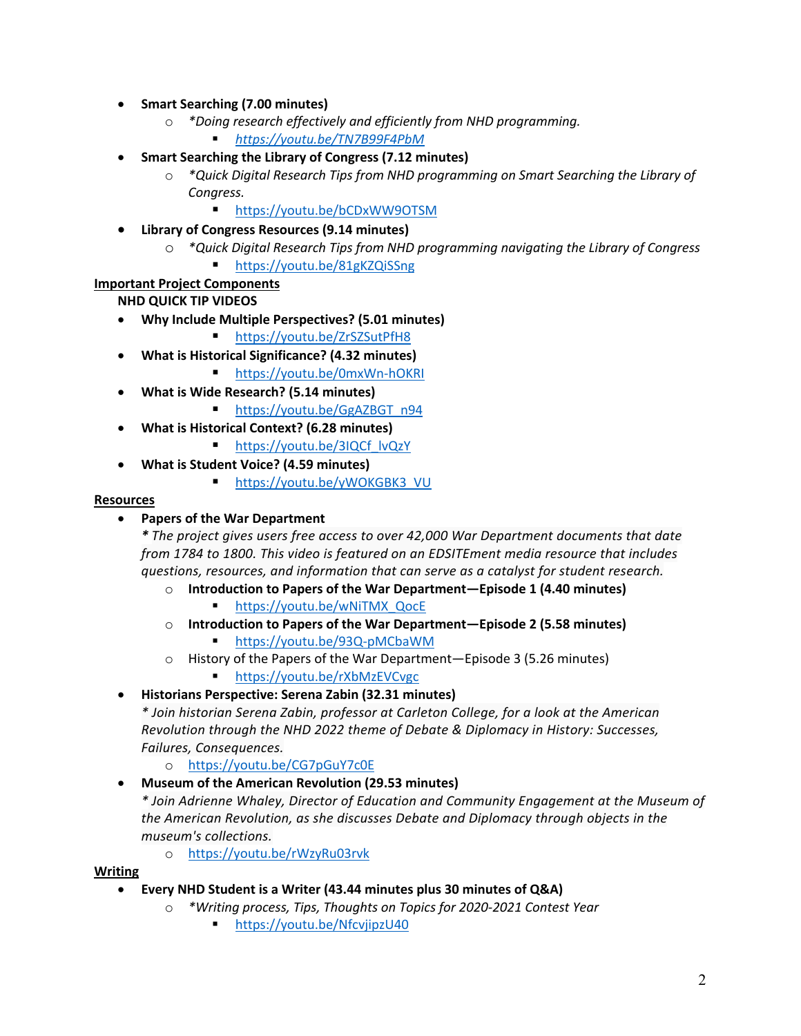- **Smart Searching (7.00 minutes)**
  - *\*Doing research effectively and efficiently from NHD programming.*
    - https://youtu.be/TN7B99F4PbM
- **Smart Searching the Library of Congress (7.12 minutes)**
  - *\*Quick Digital Research Tips from NHD programming on Smart Searching the Library of Congress.*
    - https://youtu.be/bCDxWW9OTSM
- **Library of Congress Resources (9.14 minutes)**
  - *\*Quick Digital Research Tips from NHD programming navigating the Library of Congress*
    - https://youtu.be/81gKZQiSSng

**Important Project Components**

**NHD QUICK TIP VIDEOS**

- **Why Include Multiple Perspectives? (5.01 minutes)**
    - https://youtu.be/ZrSZSutPfH8
- **What is Historical Significance? (4.32 minutes)**
    - https://youtu.be/0mxWn-hOKRI
- **What is Wide Research? (5.14 minutes)**
    - https://youtu.be/GgAZBGT_n94
- **What is Historical Context? (6.28 minutes)**
    - https://youtu.be/3IQCf_lvQzY
- **What is Student Voice? (4.59 minutes)**
    - https://youtu.be/yWOKGBK3_VU

**Resources**

- **Papers of the War Department**
  *\* The project gives users free access to over 42,000 War Department documents that date from 1784 to 1800. This video is featured on an EDSITEment media resource that includes questions, resources, and information that can serve as a catalyst for student research.*
  - **Introduction to Papers of the War Department—Episode 1 (4.40 minutes)**
    - https://youtu.be/wNiTMX_QocE
  - **Introduction to Papers of the War Department—Episode 2 (5.58 minutes)**
    - https://youtu.be/93Q-pMCbaWM
  - History of the Papers of the War Department—Episode 3 (5.26 minutes)
    - https://youtu.be/rXbMzEVCvgc
- **Historians Perspective: Serena Zabin (32.31 minutes)**
  *\* Join historian Serena Zabin, professor at Carleton College, for a look at the American Revolution through the NHD 2022 theme of Debate & Diplomacy in History: Successes, Failures, Consequences.*
  - https://youtu.be/CG7pGuY7c0E
- **Museum of the American Revolution (29.53 minutes)**
  *\* Join Adrienne Whaley, Director of Education and Community Engagement at the Museum of the American Revolution, as she discusses Debate and Diplomacy through objects in the museum's collections.*
  - https://youtu.be/rWzyRu03rvk

**Writing**

- **Every NHD Student is a Writer (43.44 minutes plus 30 minutes of Q&A)**
  - *\*Writing process, Tips, Thoughts on Topics for 2020-2021 Contest Year*
    - https://youtu.be/NfcvjipzU40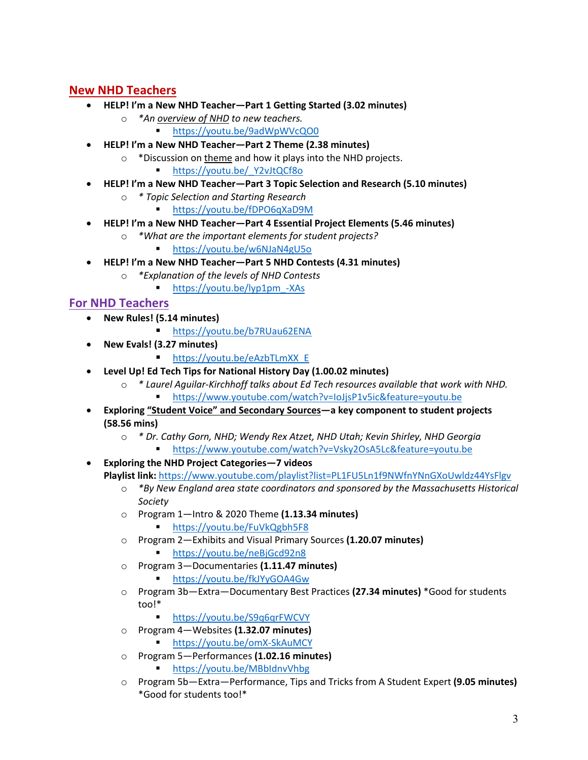## New NHD Teachers

- **HELP! I'm a New NHD Teacher—Part 1 Getting Started (3.02 minutes)**
  - *An overview of NHD to new teachers.*
    - https://youtu.be/9adWpWVcQO0
- **HELP! I'm a New NHD Teacher—Part 2 Theme (2.38 minutes)**
  - *Discussion on theme and how it plays into the NHD projects.
    - https://youtu.be/_Y2vJtQCf8o
- **HELP! I'm a New NHD Teacher—Part 3 Topic Selection and Research (5.10 minutes)**
  - *\* Topic Selection and Starting Research*
    - https://youtu.be/fDPO6qXaD9M
- **HELP! I'm a New NHD Teacher—Part 4 Essential Project Elements (5.46 minutes)**
  - *What are the important elements for student projects?*
    - https://youtu.be/w6NJaN4gU5o
- **HELP! I'm a New NHD Teacher—Part 5 NHD Contests (4.31 minutes)**
  - *Explanation of the levels of NHD Contests*
    - https://youtu.be/lyp1pm_-XAs

## For NHD Teachers

- **New Rules! (5.14 minutes)**
    - https://youtu.be/b7RUau62ENA
- **New Evals! (3.27 minutes)**
    - https://youtu.be/eAzbTLmXX_E
- **Level Up! Ed Tech Tips for National History Day (1.00.02 minutes)**
  - *\* Laurel Aguilar-Kirchhoff talks about Ed Tech resources available that work with NHD.*
    - https://www.youtube.com/watch?v=IoJjsP1v5ic&feature=youtu.be
- **Exploring "Student Voice" and Secondary Sources—a key component to student projects (58.56 mins)**
  - *\* Dr. Cathy Gorn, NHD; Wendy Rex Atzet, NHD Utah; Kevin Shirley, NHD Georgia*
    - https://www.youtube.com/watch?v=Vsky2OsA5Lc&feature=youtu.be
- **Exploring the NHD Project Categories—7 videos**
  **Playlist link:** https://www.youtube.com/playlist?list=PL1FU5Ln1f9NWfnYNnGXoUwldz44YsFlgv
  - *By New England area state coordinators and sponsored by the Massachusetts Historical Society*
  - Program 1—Intro & 2020 Theme **(1.13.34 minutes)**
    - https://youtu.be/FuVkQgbh5F8
  - Program 2—Exhibits and Visual Primary Sources **(1.20.07 minutes)**
    - https://youtu.be/neBjGcd92n8
  - Program 3—Documentaries **(1.11.47 minutes)**
    - https://youtu.be/fkJYyGOA4Gw
  - Program 3b—Extra—Documentary Best Practices **(27.34 minutes)** *Good for students too!*
    - https://youtu.be/S9q6qrFWCVY
  - Program 4—Websites **(1.32.07 minutes)**
    - https://youtu.be/omX-SkAuMCY
  - Program 5—Performances **(1.02.16 minutes)**
    - https://youtu.be/MBbIdnvVhbg
  - Program 5b—Extra—Performance, Tips and Tricks from A Student Expert **(9.05 minutes)** *Good for students too!*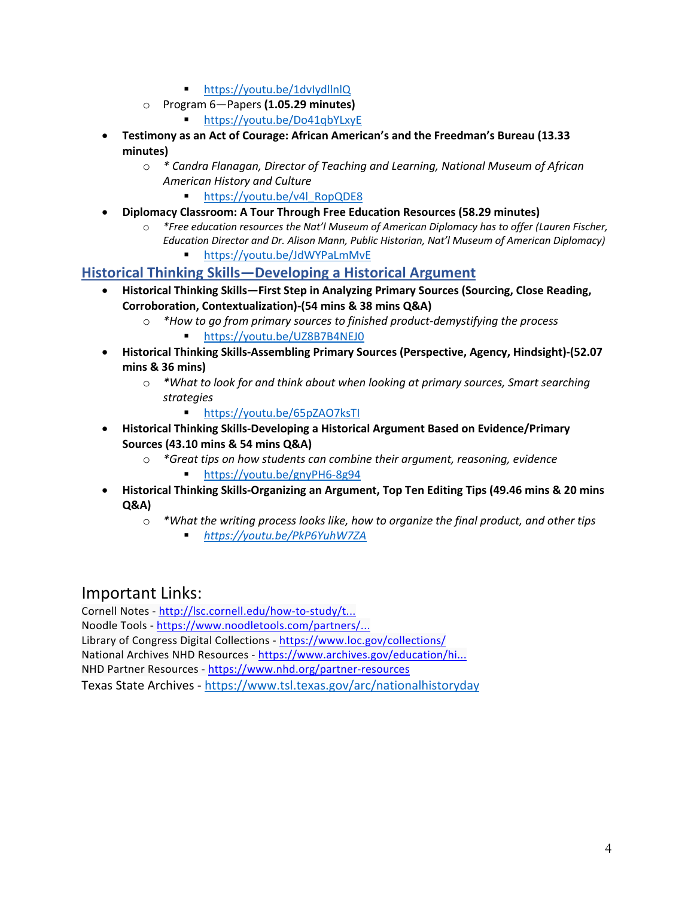- https://youtu.be/1dvIydllnlQ
    - Program 6—Papers **(1.05.29 minutes)**
        - https://youtu.be/Do41qbYLxyE
- **Testimony as an Act of Courage: African American's and the Freedman's Bureau (13.33 minutes)**
    - *\* Candra Flanagan, Director of Teaching and Learning, National Museum of African American History and Culture*
        - https://youtu.be/v4l_RopQDE8
- **Diplomacy Classroom: A Tour Through Free Education Resources (58.29 minutes)**
    - *\*Free education resources the Nat'l Museum of American Diplomacy has to offer (Lauren Fischer, Education Director and Dr. Alison Mann, Public Historian, Nat'l Museum of American Diplomacy)*
        - https://youtu.be/JdWYPaLmMvE

## Historical Thinking Skills—Developing a Historical Argument

- **Historical Thinking Skills—First Step in Analyzing Primary Sources (Sourcing, Close Reading, Corroboration, Contextualization)-(54 mins & 38 mins Q&A)**
    - *\*How to go from primary sources to finished product-demystifying the process*
        - https://youtu.be/UZ8B7B4NEJ0
- **Historical Thinking Skills-Assembling Primary Sources (Perspective, Agency, Hindsight)-(52.07 mins & 36 mins)**
    - *\*What to look for and think about when looking at primary sources, Smart searching strategies*
        - https://youtu.be/65pZAO7ksTI
- **Historical Thinking Skills-Developing a Historical Argument Based on Evidence/Primary Sources (43.10 mins & 54 mins Q&A)**
    - *\*Great tips on how students can combine their argument, reasoning, evidence*
        - https://youtu.be/gnyPH6-8g94
- **Historical Thinking Skills-Organizing an Argument, Top Ten Editing Tips (49.46 mins & 20 mins Q&A)**
    - *\*What the writing process looks like, how to organize the final product, and other tips*
        - *https://youtu.be/PkP6YuhW7ZA*

## Important Links:

Cornell Notes - http://lsc.cornell.edu/how-to-study/t...
Noodle Tools - https://www.noodletools.com/partners/...
Library of Congress Digital Collections - https://www.loc.gov/collections/
National Archives NHD Resources - https://www.archives.gov/education/hi...
NHD Partner Resources - https://www.nhd.org/partner-resources
Texas State Archives - https://www.tsl.texas.gov/arc/nationalhistoryday